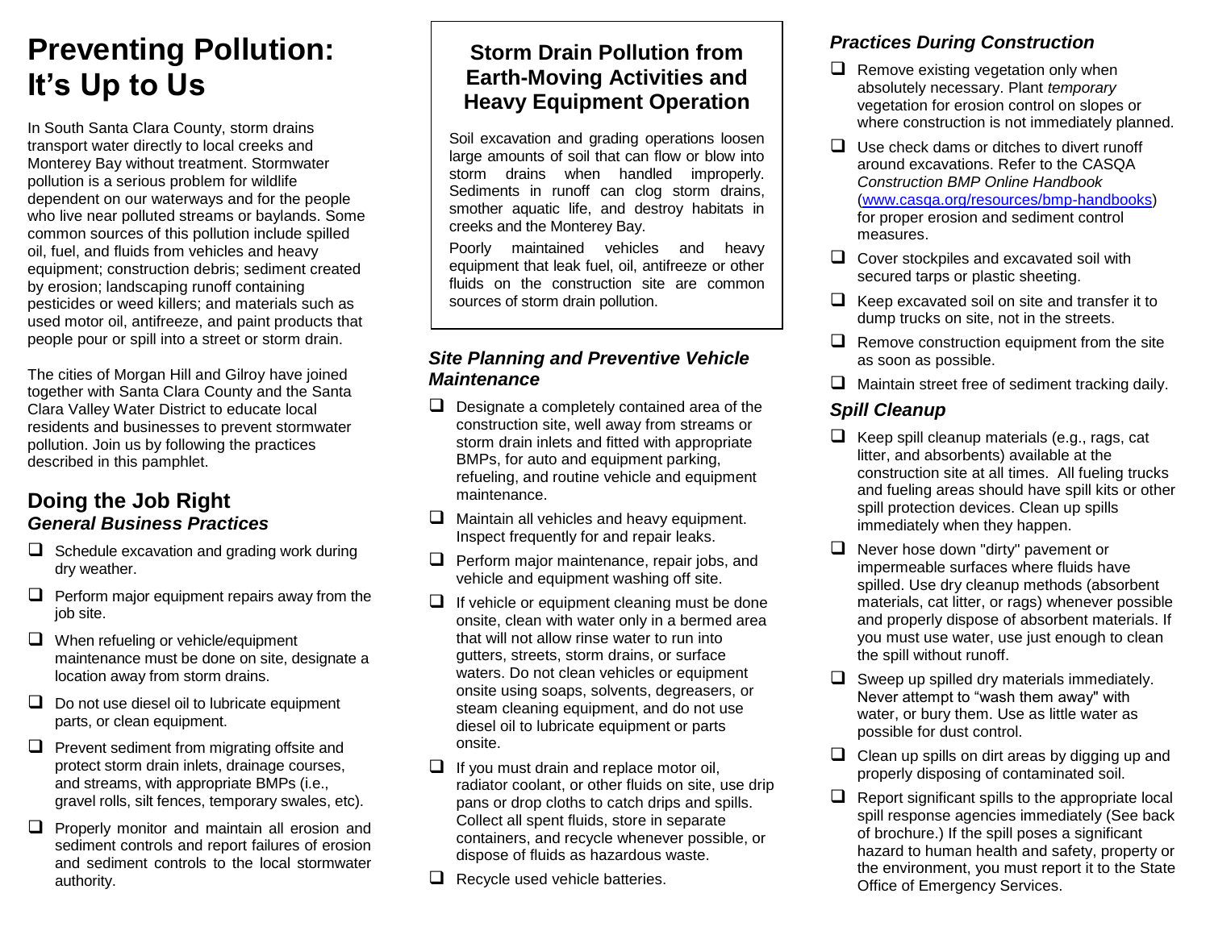# Preventing Pollution: It's Up to Us

In South Santa Clara County, storm drains transport water directly to local creeks and Monterey Bay without treatment. Stormwater pollution is a serious problem for wildlife dependent on our waterways and for the people who live near polluted streams or baylands. Some common sources of this pollution include spilled oil, fuel, and fluids from vehicles and heavy equipment; construction debris; sediment created by erosion; landscaping runoff containing pesticides or weed killers; and materials such as used motor oil, antifreeze, and paint products that people pour or spill into a street or storm drain.

The cities of Morgan Hill and Gilroy have joined together with Santa Clara County and the Santa Clara Valley Water District to educate local residents and businesses to prevent stormwater pollution. Join us by following the practices described in this pamphlet.

## Doing the Job Right

### *General Business Practices*

- ❑ Schedule excavation and grading work during dry weather.
- ❑ Perform major equipment repairs away from the job site.
- ❑ When refueling or vehicle/equipment maintenance must be done on site, designate a location away from storm drains.
- ❑ Do not use diesel oil to lubricate equipment parts, or clean equipment.
- ❑ Prevent sediment from migrating offsite and protect storm drain inlets, drainage courses, and streams, with appropriate BMPs (i.e., gravel rolls, silt fences, temporary swales, etc).
- ❑ Properly monitor and maintain all erosion and sediment controls and report failures of erosion and sediment controls to the local stormwater authority.

## Storm Drain Pollution from Earth-Moving Activities and Heavy Equipment Operation

Soil excavation and grading operations loosen large amounts of soil that can flow or blow into storm drains when handled improperly. Sediments in runoff can clog storm drains, smother aquatic life, and destroy habitats in creeks and the Monterey Bay.

Poorly maintained vehicles and heavy equipment that leak fuel, oil, antifreeze or other fluids on the construction site are common sources of storm drain pollution.

### *Site Planning and Preventive Vehicle Maintenance*

- ❑ Designate a completely contained area of the construction site, well away from streams or storm drain inlets and fitted with appropriate BMPs, for auto and equipment parking, refueling, and routine vehicle and equipment maintenance.
- ❑ Maintain all vehicles and heavy equipment. Inspect frequently for and repair leaks.
- ❑ Perform major maintenance, repair jobs, and vehicle and equipment washing off site.
- ❑ If vehicle or equipment cleaning must be done onsite, clean with water only in a bermed area that will not allow rinse water to run into gutters, streets, storm drains, or surface waters. Do not clean vehicles or equipment onsite using soaps, solvents, degreasers, or steam cleaning equipment, and do not use diesel oil to lubricate equipment or parts onsite.
- ❑ If you must drain and replace motor oil, radiator coolant, or other fluids on site, use drip pans or drop cloths to catch drips and spills. Collect all spent fluids, store in separate containers, and recycle whenever possible, or dispose of fluids as hazardous waste.
- ❑ Recycle used vehicle batteries.

### *Practices During Construction*

- ❑ Remove existing vegetation only when absolutely necessary. Plant *temporary* vegetation for erosion control on slopes or where construction is not immediately planned.
- ❑ Use check dams or ditches to divert runoff around excavations. Refer to the CASQA *Construction BMP Online Handbook* (www.casqa.org/resources/bmp-handbooks) for proper erosion and sediment control measures.
- ❑ Cover stockpiles and excavated soil with secured tarps or plastic sheeting.
- ❑ Keep excavated soil on site and transfer it to dump trucks on site, not in the streets.
- ❑ Remove construction equipment from the site as soon as possible.
- ❑ Maintain street free of sediment tracking daily.

### *Spill Cleanup*

- ❑ Keep spill cleanup materials (e.g., rags, cat litter, and absorbents) available at the construction site at all times. All fueling trucks and fueling areas should have spill kits or other spill protection devices. Clean up spills immediately when they happen.
- ❑ Never hose down "dirty" pavement or impermeable surfaces where fluids have spilled. Use dry cleanup methods (absorbent materials, cat litter, or rags) whenever possible and properly dispose of absorbent materials. If you must use water, use just enough to clean the spill without runoff.
- ❑ Sweep up spilled dry materials immediately. Never attempt to "wash them away" with water, or bury them. Use as little water as possible for dust control.
- ❑ Clean up spills on dirt areas by digging up and properly disposing of contaminated soil.
- ❑ Report significant spills to the appropriate local spill response agencies immediately (See back of brochure.) If the spill poses a significant hazard to human health and safety, property or the environment, you must report it to the State Office of Emergency Services.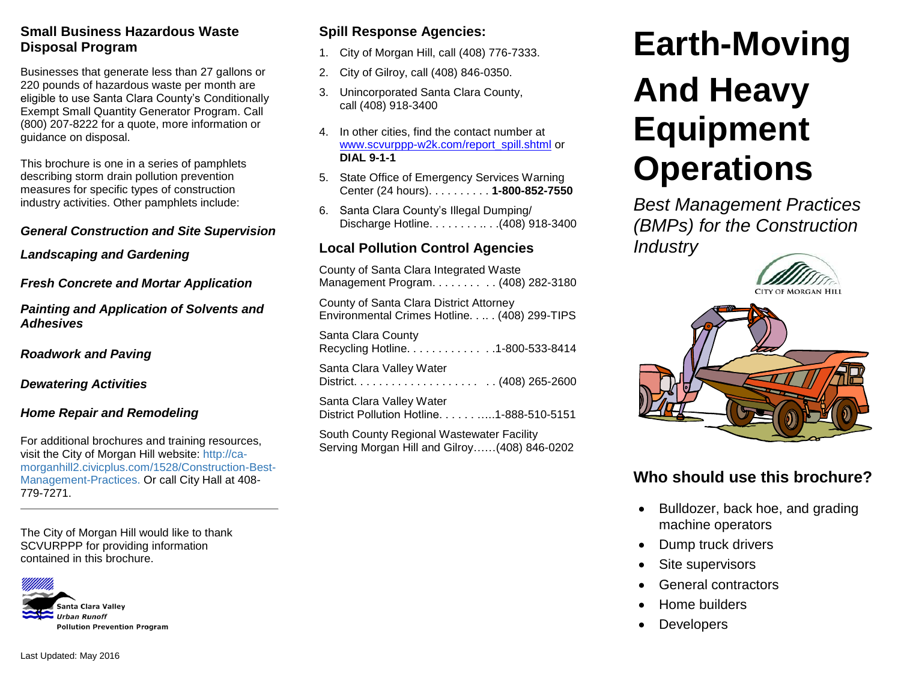## Small Business Hazardous Waste Disposal Program

Businesses that generate less than 27 gallons or 220 pounds of hazardous waste per month are eligible to use Santa Clara County's Conditionally Exempt Small Quantity Generator Program. Call (800) 207-8222 for a quote, more information or guidance on disposal.

This brochure is one in a series of pamphlets describing storm drain pollution prevention measures for specific types of construction industry activities. Other pamphlets include:

***General Construction and Site Supervision***

***Landscaping and Gardening***

***Fresh Concrete and Mortar Application***

***Painting and Application of Solvents and Adhesives***

***Roadwork and Paving***

***Dewatering Activities***

***Home Repair and Remodeling***

For additional brochures and training resources, visit the City of Morgan Hill website: http://ca-morganhill2.civicplus.com/1528/Construction-Best-Management-Practices. Or call City Hall at 408-779-7271.

---

The City of Morgan Hill would like to thank SCVURPPP for providing information contained in this brochure.

Santa Clara Valley
*Urban Runoff*
Pollution Prevention Program

Last Updated: May 2016

## Spill Response Agencies:

1. City of Morgan Hill, call (408) 776-7333.
2. City of Gilroy, call (408) 846-0350.
3. Unincorporated Santa Clara County, call (408) 918-3400
4. In other cities, find the contact number at www.scvurppp-w2k.com/report_spill.shtml or **DIAL 9-1-1**
5. State Office of Emergency Services Warning Center (24 hours). . . . . . . . . . **1-800-852-7550**
6. Santa Clara County's Illegal Dumping/ Discharge Hotline. . . . . . . . .. . .(408) 918-3400

## Local Pollution Control Agencies

County of Santa Clara Integrated Waste Management Program. . . . . . . . . . (408) 282-3180

County of Santa Clara District Attorney Environmental Crimes Hotline. . .. . (408) 299-TIPS

Santa Clara County Recycling Hotline. . . . . . . . . . . . . .1-800-533-8414

Santa Clara Valley Water District. . . . . . . . . . . . . . . . . . . . . . . (408) 265-2600

Santa Clara Valley Water District Pollution Hotline. . . . . . .....1-888-510-5151

South County Regional Wastewater Facility Serving Morgan Hill and Gilroy……(408) 846-0202

# Earth-Moving And Heavy Equipment Operations

*Best Management Practices (BMPs) for the Construction Industry*

CITY OF MORGAN HILL

## Who should use this brochure?

- Bulldozer, back hoe, and grading machine operators
- Dump truck drivers
- Site supervisors
- General contractors
- Home builders
- Developers